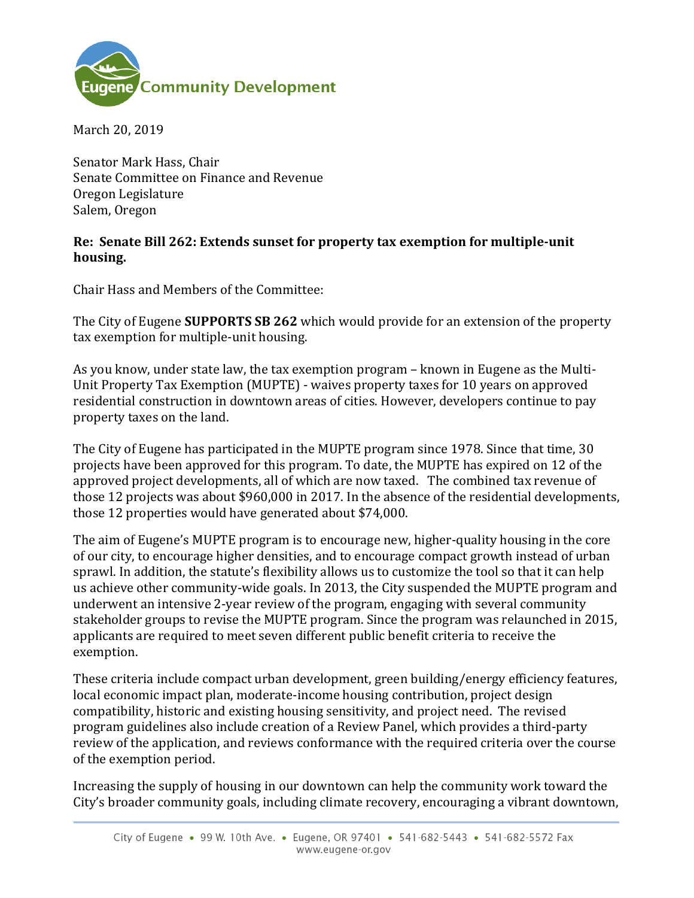Eugene Community Development

March 20, 2019

Senator Mark Hass, Chair
Senate Committee on Finance and Revenue
Oregon Legislature
Salem, Oregon

**Re: Senate Bill 262: Extends sunset for property tax exemption for multiple-unit housing.**

Chair Hass and Members of the Committee:

The City of Eugene **SUPPORTS SB 262** which would provide for an extension of the property tax exemption for multiple-unit housing.

As you know, under state law, the tax exemption program – known in Eugene as the Multi-Unit Property Tax Exemption (MUPTE) - waives property taxes for 10 years on approved residential construction in downtown areas of cities. However, developers continue to pay property taxes on the land.

The City of Eugene has participated in the MUPTE program since 1978. Since that time, 30 projects have been approved for this program. To date, the MUPTE has expired on 12 of the approved project developments, all of which are now taxed. The combined tax revenue of those 12 projects was about $960,000 in 2017. In the absence of the residential developments, those 12 properties would have generated about $74,000.

The aim of Eugene's MUPTE program is to encourage new, higher-quality housing in the core of our city, to encourage higher densities, and to encourage compact growth instead of urban sprawl. In addition, the statute's flexibility allows us to customize the tool so that it can help us achieve other community-wide goals. In 2013, the City suspended the MUPTE program and underwent an intensive 2-year review of the program, engaging with several community stakeholder groups to revise the MUPTE program. Since the program was relaunched in 2015, applicants are required to meet seven different public benefit criteria to receive the exemption.

These criteria include compact urban development, green building/energy efficiency features, local economic impact plan, moderate-income housing contribution, project design compatibility, historic and existing housing sensitivity, and project need. The revised program guidelines also include creation of a Review Panel, which provides a third-party review of the application, and reviews conformance with the required criteria over the course of the exemption period.

Increasing the supply of housing in our downtown can help the community work toward the City's broader community goals, including climate recovery, encouraging a vibrant downtown,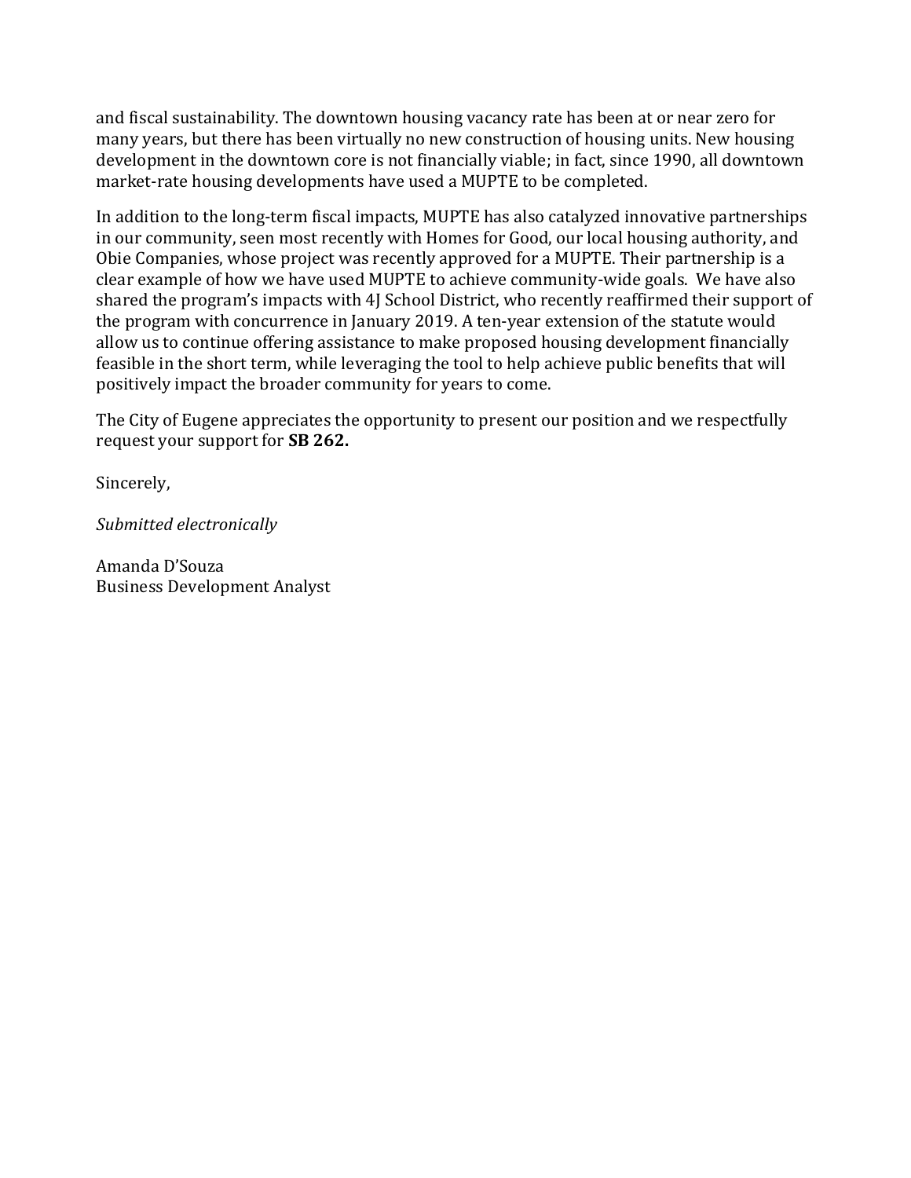and fiscal sustainability. The downtown housing vacancy rate has been at or near zero for many years, but there has been virtually no new construction of housing units. New housing development in the downtown core is not financially viable; in fact, since 1990, all downtown market-rate housing developments have used a MUPTE to be completed.

In addition to the long-term fiscal impacts, MUPTE has also catalyzed innovative partnerships in our community, seen most recently with Homes for Good, our local housing authority, and Obie Companies, whose project was recently approved for a MUPTE. Their partnership is a clear example of how we have used MUPTE to achieve community-wide goals. We have also shared the program's impacts with 4J School District, who recently reaffirmed their support of the program with concurrence in January 2019. A ten-year extension of the statute would allow us to continue offering assistance to make proposed housing development financially feasible in the short term, while leveraging the tool to help achieve public benefits that will positively impact the broader community for years to come.

The City of Eugene appreciates the opportunity to present our position and we respectfully request your support for **SB 262.**

Sincerely,

*Submitted electronically*

Amanda D'Souza
Business Development Analyst